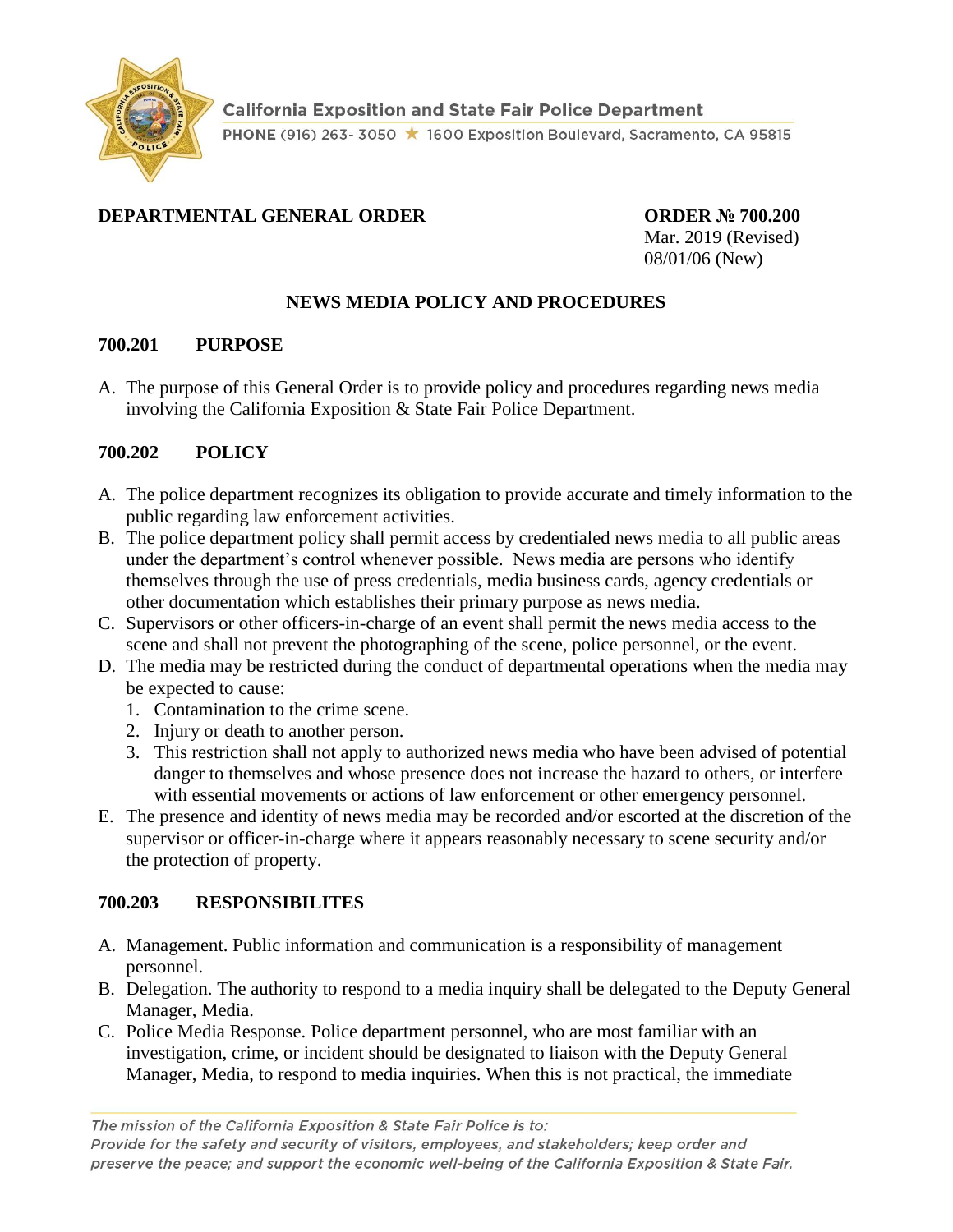California Exposition and State Fair Police Department

PHONE (916) 263- 3050 ★ 1600 Exposition Boulevard, Sacramento, CA 95815

**DEPARTMENTAL GENERAL ORDER**

**ORDER № 700.200**
Mar. 2019 (Revised)
08/01/06 (New)

## NEWS MEDIA POLICY AND PROCEDURES

### 700.201 PURPOSE

A. The purpose of this General Order is to provide policy and procedures regarding news media involving the California Exposition & State Fair Police Department.

### 700.202 POLICY

A. The police department recognizes its obligation to provide accurate and timely information to the public regarding law enforcement activities.
B. The police department policy shall permit access by credentialed news media to all public areas under the department's control whenever possible. News media are persons who identify themselves through the use of press credentials, media business cards, agency credentials or other documentation which establishes their primary purpose as news media.
C. Supervisors or other officers-in-charge of an event shall permit the news media access to the scene and shall not prevent the photographing of the scene, police personnel, or the event.
D. The media may be restricted during the conduct of departmental operations when the media may be expected to cause:
   1. Contamination to the crime scene.
   2. Injury or death to another person.
   3. This restriction shall not apply to authorized news media who have been advised of potential danger to themselves and whose presence does not increase the hazard to others, or interfere with essential movements or actions of law enforcement or other emergency personnel.
E. The presence and identity of news media may be recorded and/or escorted at the discretion of the supervisor or officer-in-charge where it appears reasonably necessary to scene security and/or the protection of property.

### 700.203 RESPONSIBILITES

A. Management. Public information and communication is a responsibility of management personnel.
B. Delegation. The authority to respond to a media inquiry shall be delegated to the Deputy General Manager, Media.
C. Police Media Response. Police department personnel, who are most familiar with an investigation, crime, or incident should be designated to liaison with the Deputy General Manager, Media, to respond to media inquiries. When this is not practical, the immediate

*The mission of the California Exposition & State Fair Police is to: Provide for the safety and security of visitors, employees, and stakeholders; keep order and preserve the peace; and support the economic well-being of the California Exposition & State Fair.*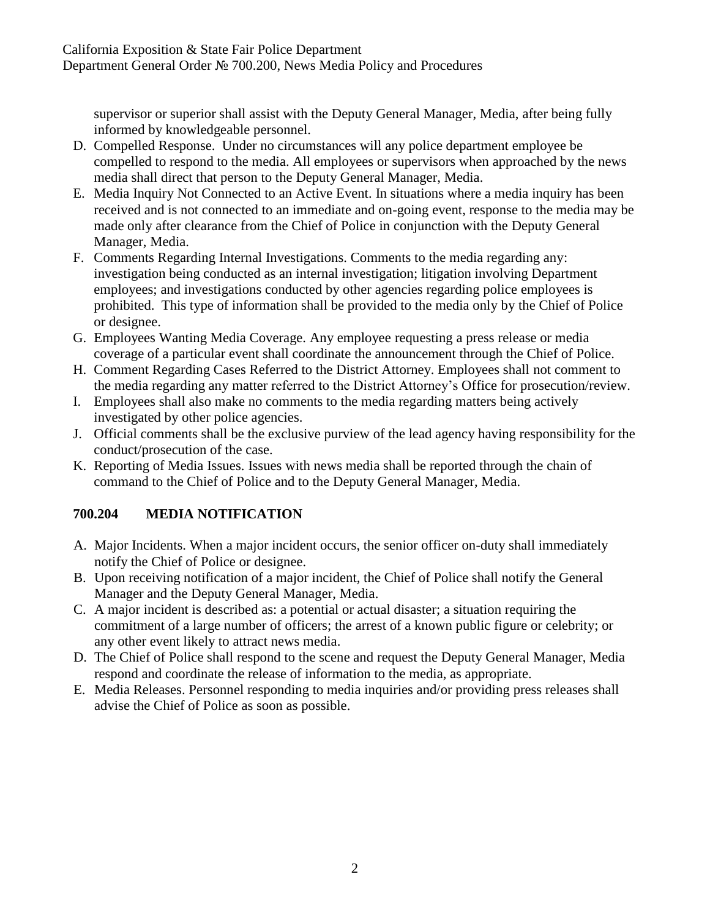supervisor or superior shall assist with the Deputy General Manager, Media, after being fully informed by knowledgeable personnel.

D. Compelled Response. Under no circumstances will any police department employee be compelled to respond to the media. All employees or supervisors when approached by the news media shall direct that person to the Deputy General Manager, Media.
E. Media Inquiry Not Connected to an Active Event. In situations where a media inquiry has been received and is not connected to an immediate and on-going event, response to the media may be made only after clearance from the Chief of Police in conjunction with the Deputy General Manager, Media.
F. Comments Regarding Internal Investigations. Comments to the media regarding any: investigation being conducted as an internal investigation; litigation involving Department employees; and investigations conducted by other agencies regarding police employees is prohibited. This type of information shall be provided to the media only by the Chief of Police or designee.
G. Employees Wanting Media Coverage. Any employee requesting a press release or media coverage of a particular event shall coordinate the announcement through the Chief of Police.
H. Comment Regarding Cases Referred to the District Attorney. Employees shall not comment to the media regarding any matter referred to the District Attorney's Office for prosecution/review.
I. Employees shall also make no comments to the media regarding matters being actively investigated by other police agencies.
J. Official comments shall be the exclusive purview of the lead agency having responsibility for the conduct/prosecution of the case.
K. Reporting of Media Issues. Issues with news media shall be reported through the chain of command to the Chief of Police and to the Deputy General Manager, Media.

## 700.204 MEDIA NOTIFICATION

A. Major Incidents. When a major incident occurs, the senior officer on-duty shall immediately notify the Chief of Police or designee.
B. Upon receiving notification of a major incident, the Chief of Police shall notify the General Manager and the Deputy General Manager, Media.
C. A major incident is described as: a potential or actual disaster; a situation requiring the commitment of a large number of officers; the arrest of a known public figure or celebrity; or any other event likely to attract news media.
D. The Chief of Police shall respond to the scene and request the Deputy General Manager, Media respond and coordinate the release of information to the media, as appropriate.
E. Media Releases. Personnel responding to media inquiries and/or providing press releases shall advise the Chief of Police as soon as possible.